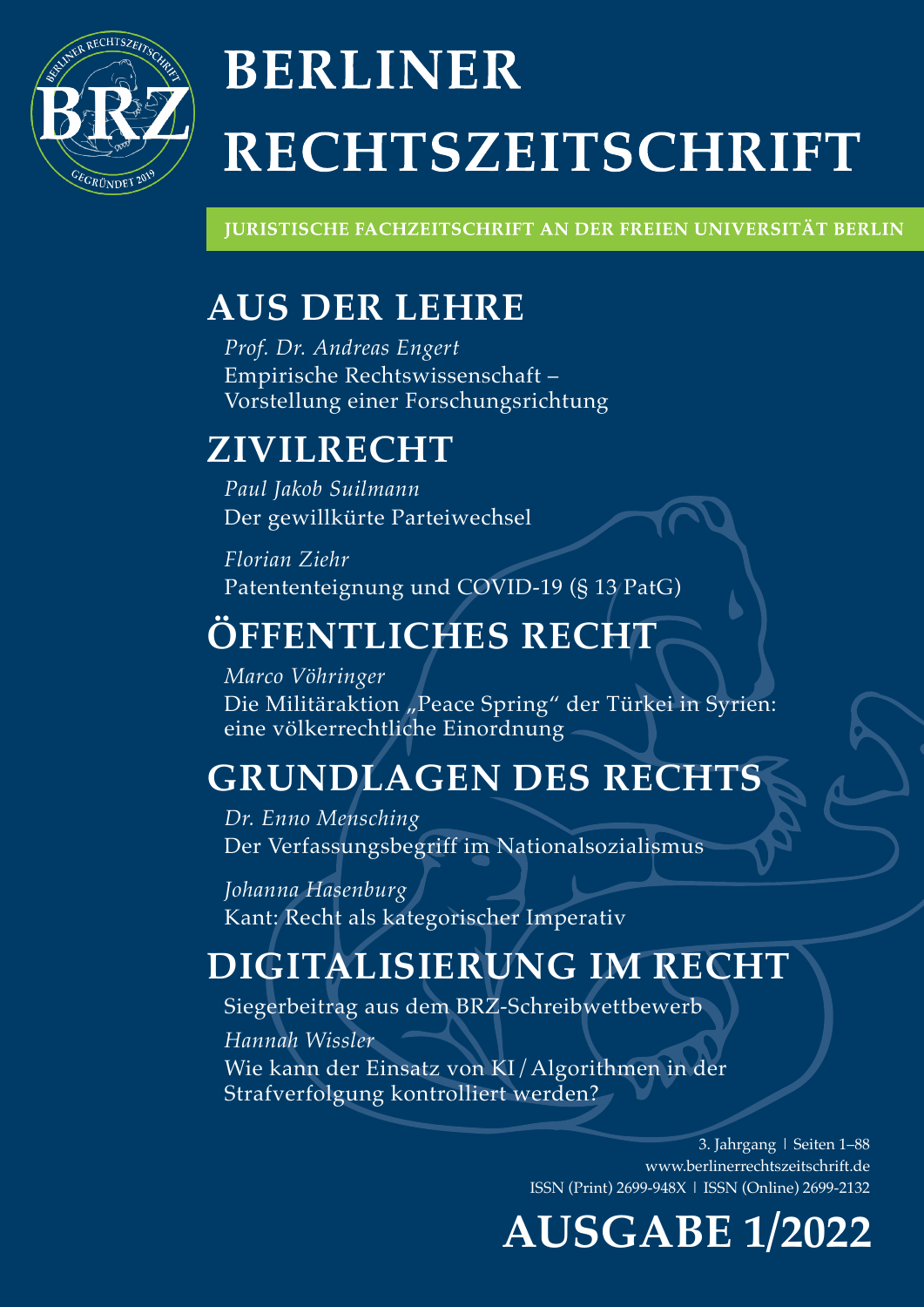# BERLINER RECHTSZEITSCHRIFT

**JURISTISCHE FACHZEITSCHRIFT AN DER FREIEN UNIVERSITÄT BERLIN**

## AUS DER LEHRE

*Prof. Dr. Andreas Engert*
Empirische Rechtswissenschaft – Vorstellung einer Forschungsrichtung

## ZIVILRECHT

*Paul Jakob Suilmann*
Der gewillkürte Parteiwechsel

*Florian Ziehr*
Patententeignung und COVID-19 (§ 13 PatG)

## ÖFFENTLICHES RECHT

*Marco Vöhringer*
Die Militäraktion „Peace Spring" der Türkei in Syrien: eine völkerrechtliche Einordnung

## GRUNDLAGEN DES RECHTS

*Dr. Enno Mensching*
Der Verfassungsbegriff im Nationalsozialismus

*Johanna Hasenburg*
Kant: Recht als kategorischer Imperativ

## DIGITALISIERUNG IM RECHT

Siegerbeitrag aus dem BRZ-Schreibwettbewerb

*Hannah Wissler*
Wie kann der Einsatz von KI / Algorithmen in der Strafverfolgung kontrolliert werden?

3. Jahrgang | Seiten 1–88
www.berlinerrechtszeitschrift.de
ISSN (Print) 2699-948X | ISSN (Online) 2699-2132

# AUSGABE 1/2022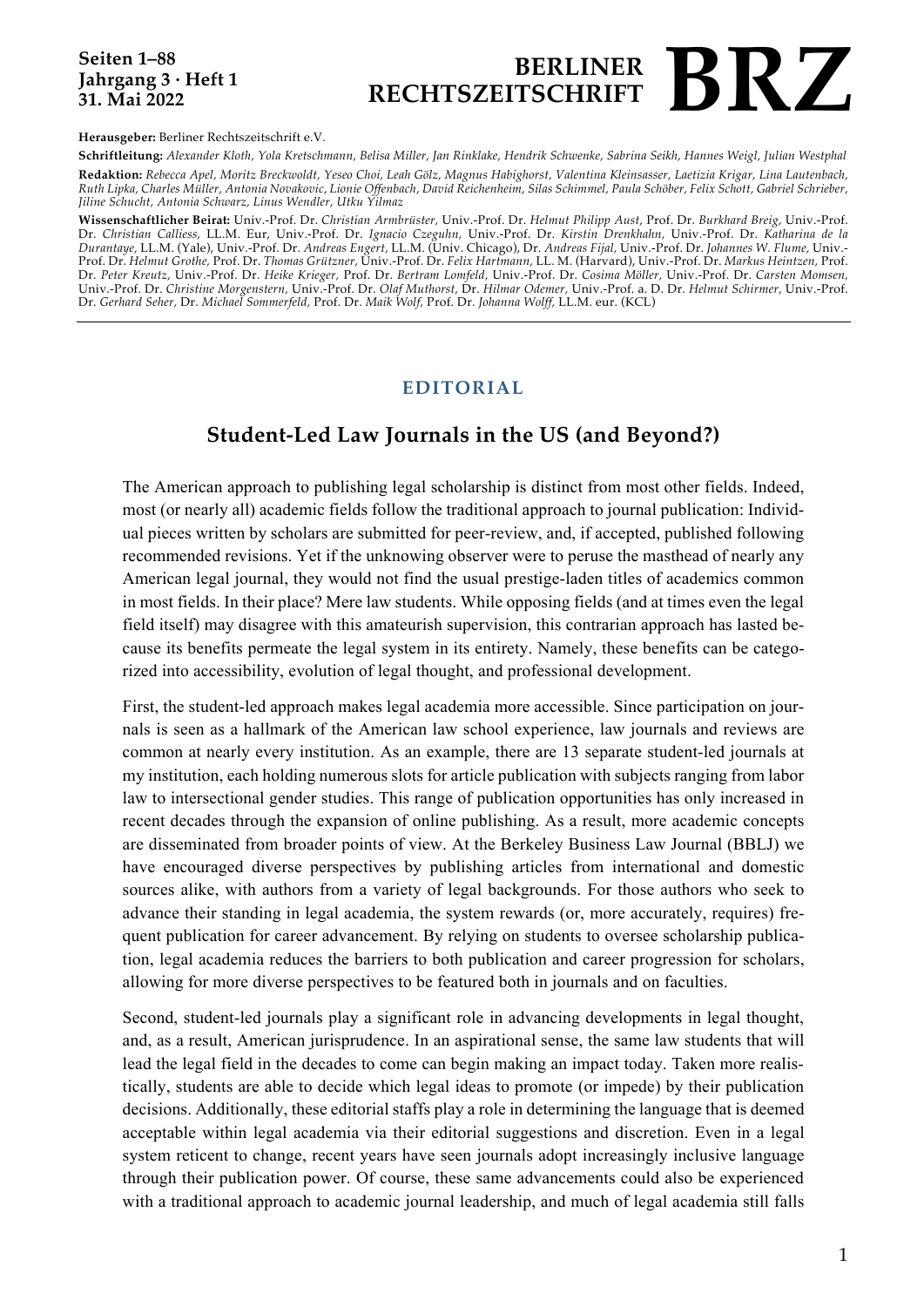**Herausgeber:** Berliner Rechtszeitschrift e.V.

**Schriftleitung:** *Alexander Kloth, Yola Kretschmann, Belisa Miller, Jan Rinklake, Hendrik Schwenke, Sabrina Seikh, Hannes Weigl, Julian Westphal*

**Redaktion:** *Rebecca Apel, Moritz Breckwoldt, Yeseo Choi, Leah Gölz, Magnus Habighorst, Valentina Kleinsasser, Laetizia Krigar, Lina Lautenbach, Ruth Lipka, Charles Müller, Antonia Novakovic, Lionie Offenbach, David Reichenheim, Silas Schimmel, Paula Schöber, Felix Schott, Gabriel Schrieber, Jiline Schucht, Antonia Schwarz, Linus Wendler, Utku Yilmaz*

**Wissenschaftlicher Beirat:** Univ.-Prof. Dr. *Christian Armbrüster*, Univ.-Prof. Dr. *Helmut Philipp Aust*, Prof. Dr. *Burkhard Breig*, Univ.-Prof. Dr. *Christian Calliess*, LL.M. Eur, Univ.-Prof. Dr. *Ignacio Czeguhn*, Univ.-Prof. Dr. *Kirstin Drenkhahn*, Univ.-Prof. Dr. *Katharina de la Durantaye*, LL.M. (Yale), Univ.-Prof. Dr. *Andreas Engert*, LL.M. (Univ. Chicago), Dr. *Andreas Fijal*, Univ.-Prof. Dr. *Johannes W. Flume*, Univ.-Prof. Dr. *Helmut Grothe*, Prof. Dr. *Thomas Grützner*, Univ.-Prof. Dr. *Felix Hartmann*, LL. M. (Harvard), Univ.-Prof. Dr. *Markus Heintzen*, Prof. Dr. *Peter Kreutz*, Univ.-Prof. Dr. *Heike Krieger*, Prof. Dr. *Bertram Lomfeld*, Univ.-Prof. Dr. *Cosima Möller*, Univ.-Prof. Dr. *Carsten Momsen*, Univ.-Prof. Dr. *Christine Morgenstern*, Univ.-Prof. Dr. *Olaf Muthorst*, Dr. *Hilmar Odemer*, Univ.-Prof. a. D. Dr. *Helmut Schirmer*, Univ.-Prof. Dr. *Gerhard Seher*, Dr. *Michael Sommerfeld*, Prof. Dr. *Maik Wolf*, Prof. Dr. *Johanna Wolff*, LL.M. eur. (KCL)

## EDITORIAL

# Student-Led Law Journals in the US (and Beyond?)

The American approach to publishing legal scholarship is distinct from most other fields. Indeed, most (or nearly all) academic fields follow the traditional approach to journal publication: Individual pieces written by scholars are submitted for peer-review, and, if accepted, published following recommended revisions. Yet if the unknowing observer were to peruse the masthead of nearly any American legal journal, they would not find the usual prestige-laden titles of academics common in most fields. In their place? Mere law students. While opposing fields (and at times even the legal field itself) may disagree with this amateurish supervision, this contrarian approach has lasted because its benefits permeate the legal system in its entirety. Namely, these benefits can be categorized into accessibility, evolution of legal thought, and professional development.

First, the student-led approach makes legal academia more accessible. Since participation on journals is seen as a hallmark of the American law school experience, law journals and reviews are common at nearly every institution. As an example, there are 13 separate student-led journals at my institution, each holding numerous slots for article publication with subjects ranging from labor law to intersectional gender studies. This range of publication opportunities has only increased in recent decades through the expansion of online publishing. As a result, more academic concepts are disseminated from broader points of view. At the Berkeley Business Law Journal (BBLJ) we have encouraged diverse perspectives by publishing articles from international and domestic sources alike, with authors from a variety of legal backgrounds. For those authors who seek to advance their standing in legal academia, the system rewards (or, more accurately, requires) frequent publication for career advancement. By relying on students to oversee scholarship publication, legal academia reduces the barriers to both publication and career progression for scholars, allowing for more diverse perspectives to be featured both in journals and on faculties.

Second, student-led journals play a significant role in advancing developments in legal thought, and, as a result, American jurisprudence. In an aspirational sense, the same law students that will lead the legal field in the decades to come can begin making an impact today. Taken more realistically, students are able to decide which legal ideas to promote (or impede) by their publication decisions. Additionally, these editorial staffs play a role in determining the language that is deemed acceptable within legal academia via their editorial suggestions and discretion. Even in a legal system reticent to change, recent years have seen journals adopt increasingly inclusive language through their publication power. Of course, these same advancements could also be experienced with a traditional approach to academic journal leadership, and much of legal academia still falls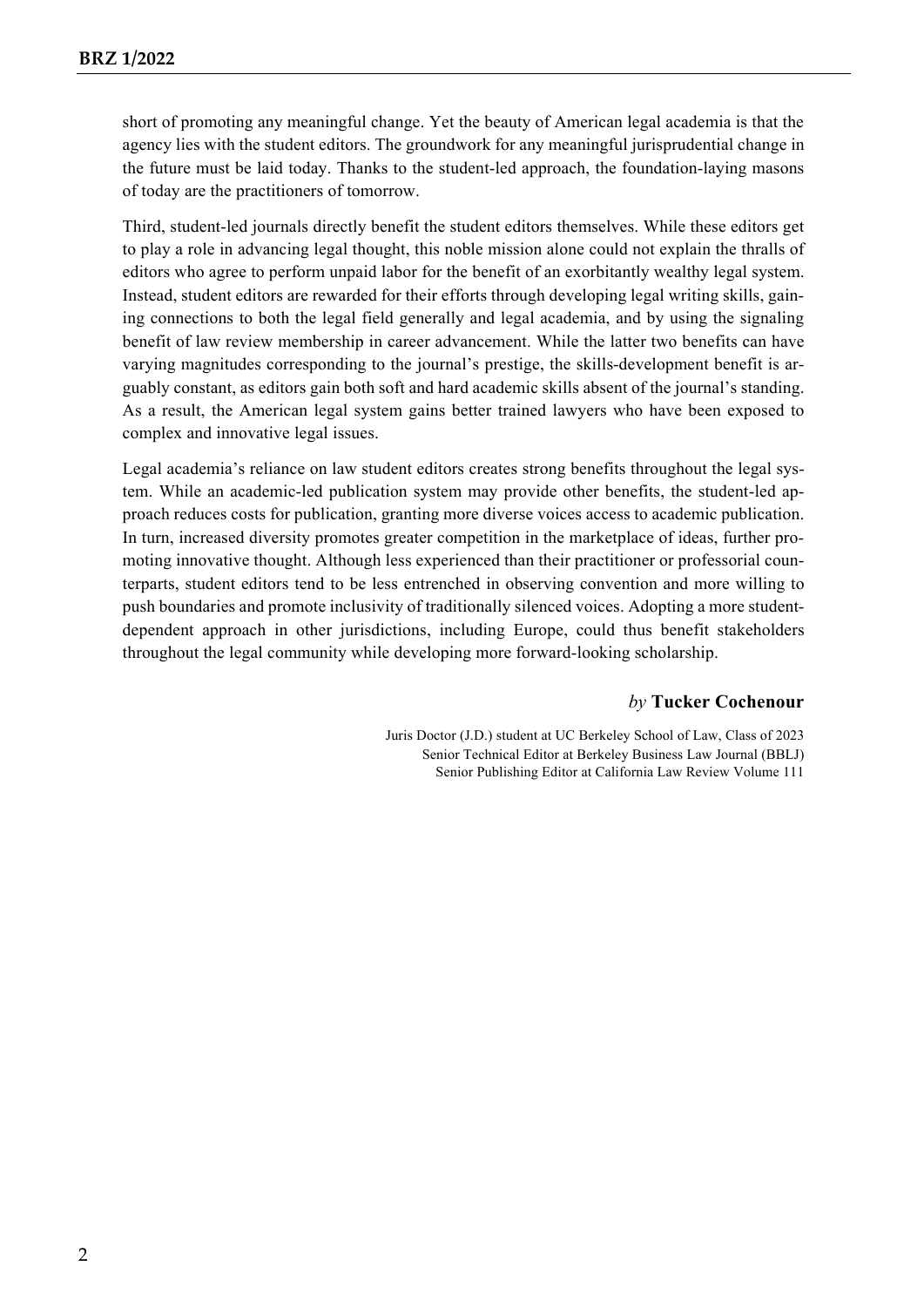short of promoting any meaningful change. Yet the beauty of American legal academia is that the agency lies with the student editors. The groundwork for any meaningful jurisprudential change in the future must be laid today. Thanks to the student-led approach, the foundation-laying masons of today are the practitioners of tomorrow.

Third, student-led journals directly benefit the student editors themselves. While these editors get to play a role in advancing legal thought, this noble mission alone could not explain the thralls of editors who agree to perform unpaid labor for the benefit of an exorbitantly wealthy legal system. Instead, student editors are rewarded for their efforts through developing legal writing skills, gaining connections to both the legal field generally and legal academia, and by using the signaling benefit of law review membership in career advancement. While the latter two benefits can have varying magnitudes corresponding to the journal's prestige, the skills-development benefit is arguably constant, as editors gain both soft and hard academic skills absent of the journal's standing. As a result, the American legal system gains better trained lawyers who have been exposed to complex and innovative legal issues.

Legal academia's reliance on law student editors creates strong benefits throughout the legal system. While an academic-led publication system may provide other benefits, the student-led approach reduces costs for publication, granting more diverse voices access to academic publication. In turn, increased diversity promotes greater competition in the marketplace of ideas, further promoting innovative thought. Although less experienced than their practitioner or professorial counterparts, student editors tend to be less entrenched in observing convention and more willing to push boundaries and promote inclusivity of traditionally silenced voices. Adopting a more student-dependent approach in other jurisdictions, including Europe, could thus benefit stakeholders throughout the legal community while developing more forward-looking scholarship.

*by* **Tucker Cochenour**

Juris Doctor (J.D.) student at UC Berkeley School of Law, Class of 2023
Senior Technical Editor at Berkeley Business Law Journal (BBLJ)
Senior Publishing Editor at California Law Review Volume 111